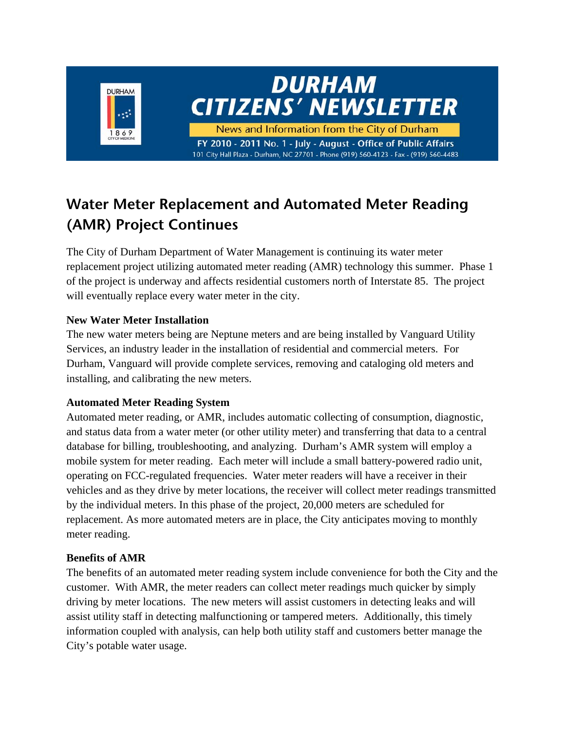# DURHAM CITIZENS' NEWSLETTER

News and Information from the City of Durham

FY 2010 - 2011 No. 1 - July - August - Office of Public Affairs

101 City Hall Plaza - Durham, NC 27701 - Phone (919) 560-4123 - Fax - (919) 560-4483

## Water Meter Replacement and Automated Meter Reading (AMR) Project Continues

The City of Durham Department of Water Management is continuing its water meter replacement project utilizing automated meter reading (AMR) technology this summer. Phase 1 of the project is underway and affects residential customers north of Interstate 85. The project will eventually replace every water meter in the city.

**New Water Meter Installation**

The new water meters being are Neptune meters and are being installed by Vanguard Utility Services, an industry leader in the installation of residential and commercial meters. For Durham, Vanguard will provide complete services, removing and cataloging old meters and installing, and calibrating the new meters.

**Automated Meter Reading System**

Automated meter reading, or AMR, includes automatic collecting of consumption, diagnostic, and status data from a water meter (or other utility meter) and transferring that data to a central database for billing, troubleshooting, and analyzing. Durham's AMR system will employ a mobile system for meter reading. Each meter will include a small battery-powered radio unit, operating on FCC-regulated frequencies. Water meter readers will have a receiver in their vehicles and as they drive by meter locations, the receiver will collect meter readings transmitted by the individual meters. In this phase of the project, 20,000 meters are scheduled for replacement. As more automated meters are in place, the City anticipates moving to monthly meter reading.

**Benefits of AMR**

The benefits of an automated meter reading system include convenience for both the City and the customer. With AMR, the meter readers can collect meter readings much quicker by simply driving by meter locations. The new meters will assist customers in detecting leaks and will assist utility staff in detecting malfunctioning or tampered meters. Additionally, this timely information coupled with analysis, can help both utility staff and customers better manage the City's potable water usage.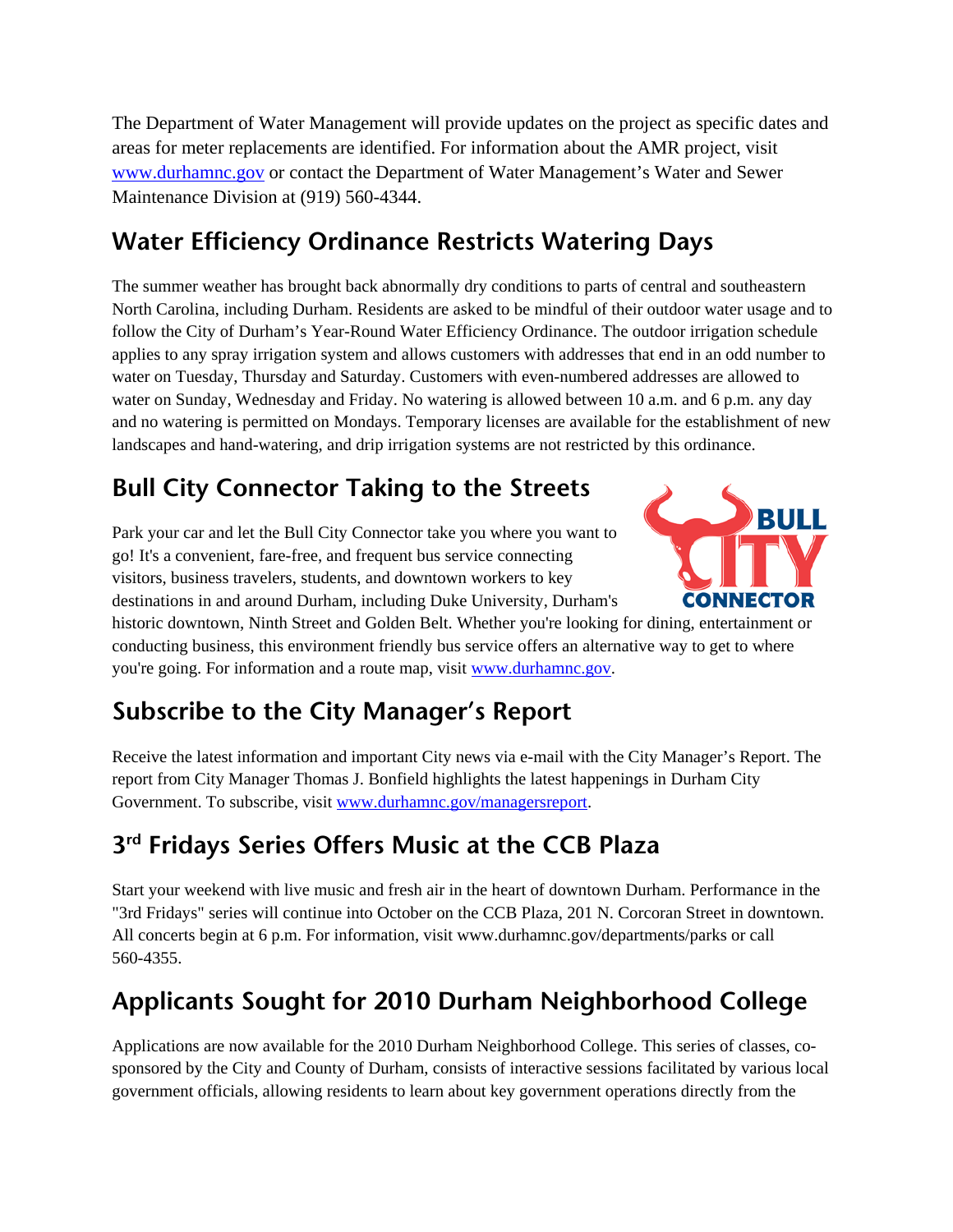The Department of Water Management will provide updates on the project as specific dates and areas for meter replacements are identified. For information about the AMR project, visit www.durhamnc.gov or contact the Department of Water Management's Water and Sewer Maintenance Division at (919) 560-4344.

## Water Efficiency Ordinance Restricts Watering Days

The summer weather has brought back abnormally dry conditions to parts of central and southeastern North Carolina, including Durham. Residents are asked to be mindful of their outdoor water usage and to follow the City of Durham's Year-Round Water Efficiency Ordinance. The outdoor irrigation schedule applies to any spray irrigation system and allows customers with addresses that end in an odd number to water on Tuesday, Thursday and Saturday. Customers with even-numbered addresses are allowed to water on Sunday, Wednesday and Friday. No watering is allowed between 10 a.m. and 6 p.m. any day and no watering is permitted on Mondays. Temporary licenses are available for the establishment of new landscapes and hand-watering, and drip irrigation systems are not restricted by this ordinance.

## Bull City Connector Taking to the Streets

Park your car and let the Bull City Connector take you where you want to go! It's a convenient, fare-free, and frequent bus service connecting visitors, business travelers, students, and downtown workers to key destinations in and around Durham, including Duke University, Durham's historic downtown, Ninth Street and Golden Belt. Whether you're looking for dining, entertainment or conducting business, this environment friendly bus service offers an alternative way to get to where you're going. For information and a route map, visit www.durhamnc.gov.

## Subscribe to the City Manager's Report

Receive the latest information and important City news via e-mail with the City Manager's Report. The report from City Manager Thomas J. Bonfield highlights the latest happenings in Durham City Government. To subscribe, visit www.durhamnc.gov/managersreport.

## 3rd Fridays Series Offers Music at the CCB Plaza

Start your weekend with live music and fresh air in the heart of downtown Durham. Performance in the "3rd Fridays" series will continue into October on the CCB Plaza, 201 N. Corcoran Street in downtown. All concerts begin at 6 p.m. For information, visit www.durhamnc.gov/departments/parks or call 560-4355.

## Applicants Sought for 2010 Durham Neighborhood College

Applications are now available for the 2010 Durham Neighborhood College. This series of classes, co-sponsored by the City and County of Durham, consists of interactive sessions facilitated by various local government officials, allowing residents to learn about key government operations directly from the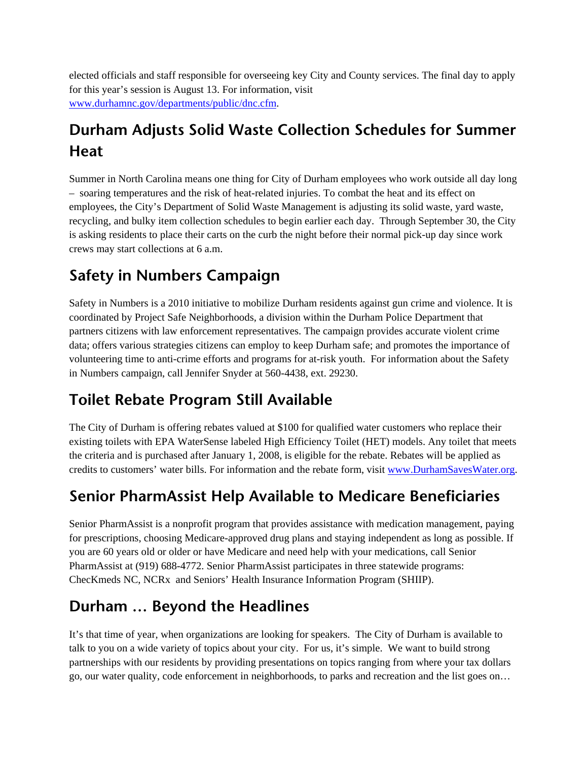elected officials and staff responsible for overseeing key City and County services. The final day to apply for this year's session is August 13. For information, visit [www.durhamnc.gov/departments/public/dnc.cfm](www.durhamnc.gov/departments/public/dnc.cfm).

## Durham Adjusts Solid Waste Collection Schedules for Summer Heat

Summer in North Carolina means one thing for City of Durham employees who work outside all day long – soaring temperatures and the risk of heat-related injuries. To combat the heat and its effect on employees, the City's Department of Solid Waste Management is adjusting its solid waste, yard waste, recycling, and bulky item collection schedules to begin earlier each day. Through September 30, the City is asking residents to place their carts on the curb the night before their normal pick-up day since work crews may start collections at 6 a.m.

## Safety in Numbers Campaign

Safety in Numbers is a 2010 initiative to mobilize Durham residents against gun crime and violence. It is coordinated by Project Safe Neighborhoods, a division within the Durham Police Department that partners citizens with law enforcement representatives. The campaign provides accurate violent crime data; offers various strategies citizens can employ to keep Durham safe; and promotes the importance of volunteering time to anti-crime efforts and programs for at-risk youth. For information about the Safety in Numbers campaign, call Jennifer Snyder at 560-4438, ext. 29230.

## Toilet Rebate Program Still Available

The City of Durham is offering rebates valued at $100 for qualified water customers who replace their existing toilets with EPA WaterSense labeled High Efficiency Toilet (HET) models. Any toilet that meets the criteria and is purchased after January 1, 2008, is eligible for the rebate. Rebates will be applied as credits to customers' water bills. For information and the rebate form, visit [www.DurhamSavesWater.org](www.DurhamSavesWater.org).

## Senior PharmAssist Help Available to Medicare Beneficiaries

Senior PharmAssist is a nonprofit program that provides assistance with medication management, paying for prescriptions, choosing Medicare-approved drug plans and staying independent as long as possible. If you are 60 years old or older or have Medicare and need help with your medications, call Senior PharmAssist at (919) 688-4772. Senior PharmAssist participates in three statewide programs: ChecKmeds NC, NCRx and Seniors' Health Insurance Information Program (SHIIP).

## Durham … Beyond the Headlines

It's that time of year, when organizations are looking for speakers. The City of Durham is available to talk to you on a wide variety of topics about your city. For us, it's simple. We want to build strong partnerships with our residents by providing presentations on topics ranging from where your tax dollars go, our water quality, code enforcement in neighborhoods, to parks and recreation and the list goes on…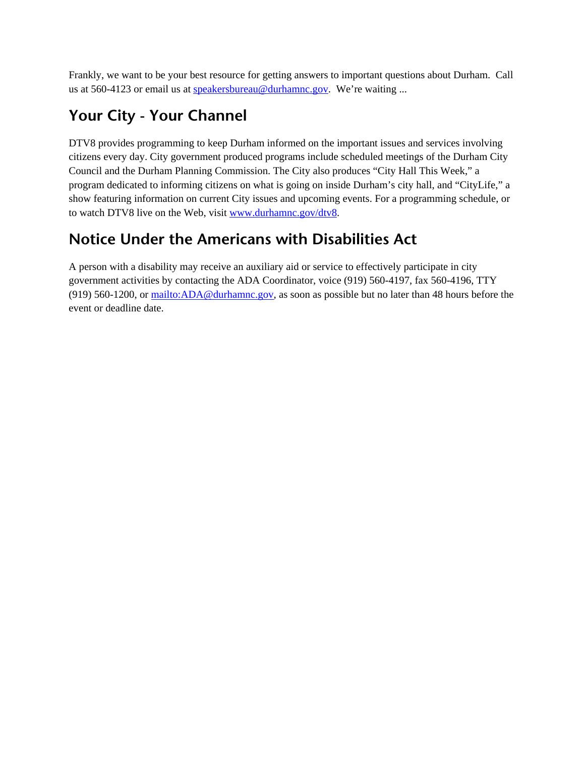Frankly, we want to be your best resource for getting answers to important questions about Durham. Call us at 560-4123 or email us at speakersbureau@durhamnc.gov. We're waiting ...

## Your City - Your Channel

DTV8 provides programming to keep Durham informed on the important issues and services involving citizens every day. City government produced programs include scheduled meetings of the Durham City Council and the Durham Planning Commission. The City also produces "City Hall This Week," a program dedicated to informing citizens on what is going on inside Durham's city hall, and "CityLife," a show featuring information on current City issues and upcoming events. For a programming schedule, or to watch DTV8 live on the Web, visit www.durhamnc.gov/dtv8.

## Notice Under the Americans with Disabilities Act

A person with a disability may receive an auxiliary aid or service to effectively participate in city government activities by contacting the ADA Coordinator, voice (919) 560-4197, fax 560-4196, TTY (919) 560-1200, or mailto:ADA@durhamnc.gov, as soon as possible but no later than 48 hours before the event or deadline date.